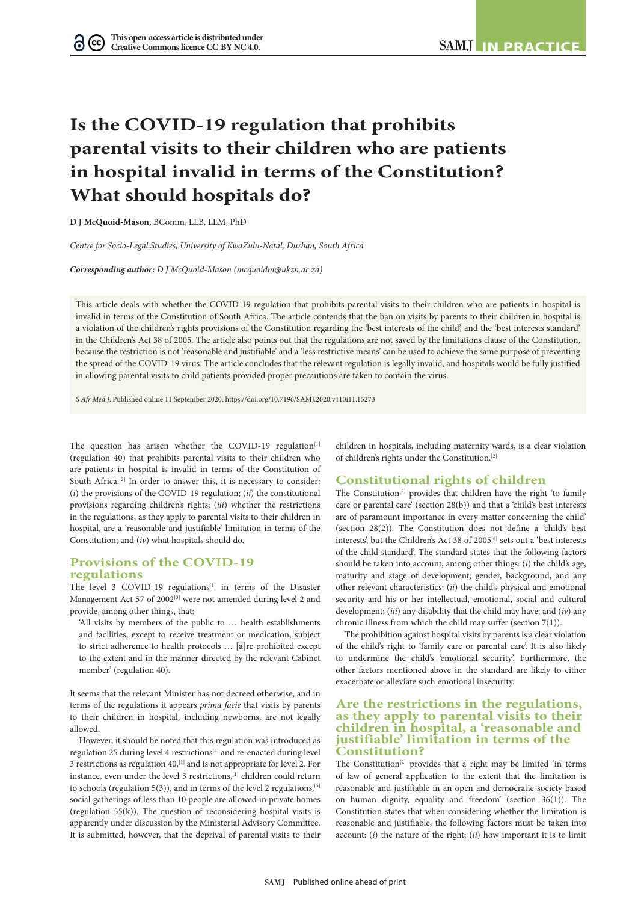# Is the COVID-19 regulation that prohibits parental visits to their children who are patients in hospital invalid in terms of the Constitution? What should hospitals do?

**D J McQuoid-Mason,** BComm, LLB, LLM, PhD

*Centre for Socio-Legal Studies, University of KwaZulu-Natal, Durban, South Africa*

***Corresponding author:** D J McQuoid-Mason (mcquoidm@ukzn.ac.za)*

This article deals with whether the COVID-19 regulation that prohibits parental visits to their children who are patients in hospital is invalid in terms of the Constitution of South Africa. The article contends that the ban on visits by parents to their children in hospital is a violation of the children's rights provisions of the Constitution regarding the 'best interests of the child', and the 'best interests standard' in the Children's Act 38 of 2005. The article also points out that the regulations are not saved by the limitations clause of the Constitution, because the restriction is not 'reasonable and justifiable' and a 'less restrictive means' can be used to achieve the same purpose of preventing the spread of the COVID-19 virus. The article concludes that the relevant regulation is legally invalid, and hospitals would be fully justified in allowing parental visits to child patients provided proper precautions are taken to contain the virus.

*S Afr Med J*. Published online 11 September 2020. https://doi.org/10.7196/SAMJ.2020.v110i11.15273

The question has arisen whether the COVID-19 regulation[1] (regulation 40) that prohibits parental visits to their children who are patients in hospital is invalid in terms of the Constitution of South Africa.[2] In order to answer this, it is necessary to consider: (*i*) the provisions of the COVID-19 regulation; (*ii*) the constitutional provisions regarding children's rights; (*iii*) whether the restrictions in the regulations, as they apply to parental visits to their children in hospital, are a 'reasonable and justifiable' limitation in terms of the Constitution; and (*iv*) what hospitals should do.

## Provisions of the COVID-19 regulations

The level 3 COVID-19 regulations[1] in terms of the Disaster Management Act 57 of 2002[3] were not amended during level 2 and provide, among other things, that:

> 'All visits by members of the public to … health establishments and facilities, except to receive treatment or medication, subject to strict adherence to health protocols … [a]re prohibited except to the extent and in the manner directed by the relevant Cabinet member' (regulation 40).

It seems that the relevant Minister has not decreed otherwise, and in terms of the regulations it appears *prima facie* that visits by parents to their children in hospital, including newborns, are not legally allowed.

However, it should be noted that this regulation was introduced as regulation 25 during level 4 restrictions[4] and re-enacted during level 3 restrictions as regulation 40,[1] and is not appropriate for level 2. For instance, even under the level 3 restrictions,[1] children could return to schools (regulation 5(3)), and in terms of the level 2 regulations,[5] social gatherings of less than 10 people are allowed in private homes (regulation 55(k)). The question of reconsidering hospital visits is apparently under discussion by the Ministerial Advisory Committee. It is submitted, however, that the deprival of parental visits to their children in hospitals, including maternity wards, is a clear violation of children's rights under the Constitution.[2]

## Constitutional rights of children

The Constitution[2] provides that children have the right 'to family care or parental care' (section 28(b)) and that a 'child's best interests are of paramount importance in every matter concerning the child' (section 28(2)). The Constitution does not define a 'child's best interests', but the Children's Act 38 of 2005[6] sets out a 'best interests of the child standard'. The standard states that the following factors should be taken into account, among other things: (*i*) the child's age, maturity and stage of development, gender, background, and any other relevant characteristics; (*ii*) the child's physical and emotional security and his or her intellectual, emotional, social and cultural development; (*iii*) any disability that the child may have; and (*iv*) any chronic illness from which the child may suffer (section 7(1)).

The prohibition against hospital visits by parents is a clear violation of the child's right to 'family care or parental care'. It is also likely to undermine the child's 'emotional security'. Furthermore, the other factors mentioned above in the standard are likely to either exacerbate or alleviate such emotional insecurity.

## Are the restrictions in the regulations, as they apply to parental visits to their children in hospital, a 'reasonable and justifiable' limitation in terms of the Constitution?

The Constitution[2] provides that a right may be limited 'in terms of law of general application to the extent that the limitation is reasonable and justifiable in an open and democratic society based on human dignity, equality and freedom' (section 36(1)). The Constitution states that when considering whether the limitation is reasonable and justifiable, the following factors must be taken into account: (*i*) the nature of the right; (*ii*) how important it is to limit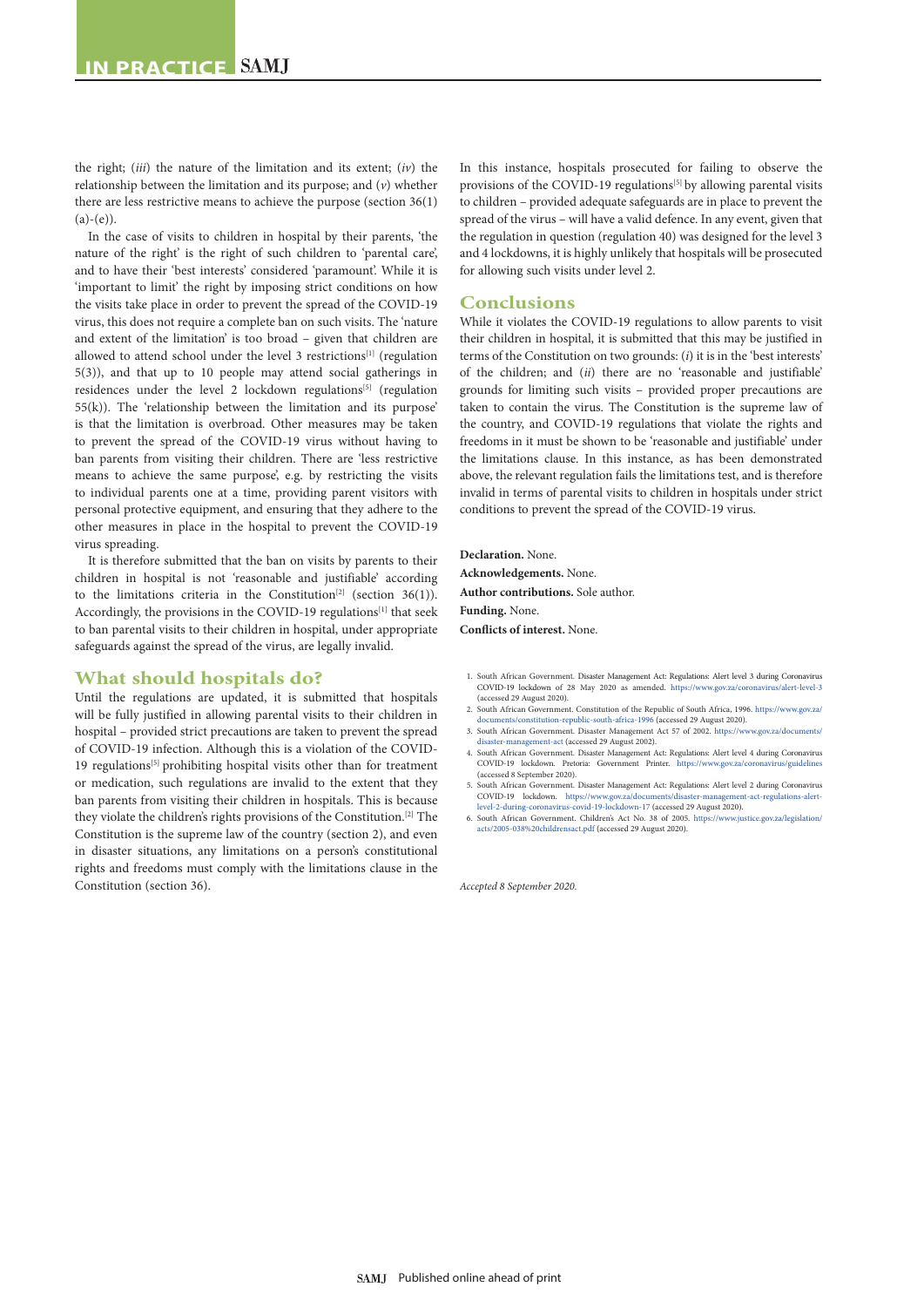the right; (*iii*) the nature of the limitation and its extent; (*iv*) the relationship between the limitation and its purpose; and (*v*) whether there are less restrictive means to achieve the purpose (section 36(1)(a)-(e)).

In the case of visits to children in hospital by their parents, 'the nature of the right' is the right of such children to 'parental care', and to have their 'best interests' considered 'paramount'. While it is 'important to limit' the right by imposing strict conditions on how the visits take place in order to prevent the spread of the COVID-19 virus, this does not require a complete ban on such visits. The 'nature and extent of the limitation' is too broad – given that children are allowed to attend school under the level 3 restrictions[1] (regulation 5(3)), and that up to 10 people may attend social gatherings in residences under the level 2 lockdown regulations[5] (regulation 55(k)). The 'relationship between the limitation and its purpose' is that the limitation is overbroad. Other measures may be taken to prevent the spread of the COVID-19 virus without having to ban parents from visiting their children. There are 'less restrictive means to achieve the same purpose', e.g. by restricting the visits to individual parents one at a time, providing parent visitors with personal protective equipment, and ensuring that they adhere to the other measures in place in the hospital to prevent the COVID-19 virus spreading.

It is therefore submitted that the ban on visits by parents to their children in hospital is not 'reasonable and justifiable' according to the limitations criteria in the Constitution[2] (section 36(1)). Accordingly, the provisions in the COVID-19 regulations[1] that seek to ban parental visits to their children in hospital, under appropriate safeguards against the spread of the virus, are legally invalid.

## What should hospitals do?

Until the regulations are updated, it is submitted that hospitals will be fully justified in allowing parental visits to their children in hospital – provided strict precautions are taken to prevent the spread of COVID-19 infection. Although this is a violation of the COVID-19 regulations[5] prohibiting hospital visits other than for treatment or medication, such regulations are invalid to the extent that they ban parents from visiting their children in hospitals. This is because they violate the children's rights provisions of the Constitution.[2] The Constitution is the supreme law of the country (section 2), and even in disaster situations, any limitations on a person's constitutional rights and freedoms must comply with the limitations clause in the Constitution (section 36).

In this instance, hospitals prosecuted for failing to observe the provisions of the COVID-19 regulations[5] by allowing parental visits to children – provided adequate safeguards are in place to prevent the spread of the virus – will have a valid defence. In any event, given that the regulation in question (regulation 40) was designed for the level 3 and 4 lockdowns, it is highly unlikely that hospitals will be prosecuted for allowing such visits under level 2.

## Conclusions

While it violates the COVID-19 regulations to allow parents to visit their children in hospital, it is submitted that this may be justified in terms of the Constitution on two grounds: (*i*) it is in the 'best interests' of the children; and (*ii*) there are no 'reasonable and justifiable' grounds for limiting such visits – provided proper precautions are taken to contain the virus. The Constitution is the supreme law of the country, and COVID-19 regulations that violate the rights and freedoms in it must be shown to be 'reasonable and justifiable' under the limitations clause. In this instance, as has been demonstrated above, the relevant regulation fails the limitations test, and is therefore invalid in terms of parental visits to children in hospitals under strict conditions to prevent the spread of the COVID-19 virus.

**Declaration.** None.

**Acknowledgements.** None.

**Author contributions.** Sole author.

**Funding.** None.

**Conflicts of interest.** None.

1. South African Government. Disaster Management Act: Regulations: Alert level 3 during Coronavirus COVID-19 lockdown of 28 May 2020 as amended. https://www.gov.za/coronavirus/alert-level-3 (accessed 29 August 2020).
2. South African Government. Constitution of the Republic of South Africa, 1996. https://www.gov.za/documents/constitution-republic-south-africa-1996 (accessed 29 August 2020).
3. South African Government. Disaster Management Act 57 of 2002. https://www.gov.za/documents/disaster-management-act (accessed 29 August 2002).
4. South African Government. Disaster Management Act: Regulations: Alert level 4 during Coronavirus COVID-19 lockdown. Pretoria: Government Printer. https://www.gov.za/coronavirus/guidelines (accessed 8 September 2020).
5. South African Government. Disaster Management Act: Regulations: Alert level 2 during Coronavirus COVID-19 lockdown. https://www.gov.za/documents/disaster-management-act-regulations-alert-level-2-during-coronavirus-covid-19-lockdown-17 (accessed 29 August 2020).
6. South African Government. Children's Act No. 38 of 2005. https://www.justice.gov.za/legislation/acts/2005-038%20childrensact.pdf (accessed 29 August 2020).

*Accepted 8 September 2020.*